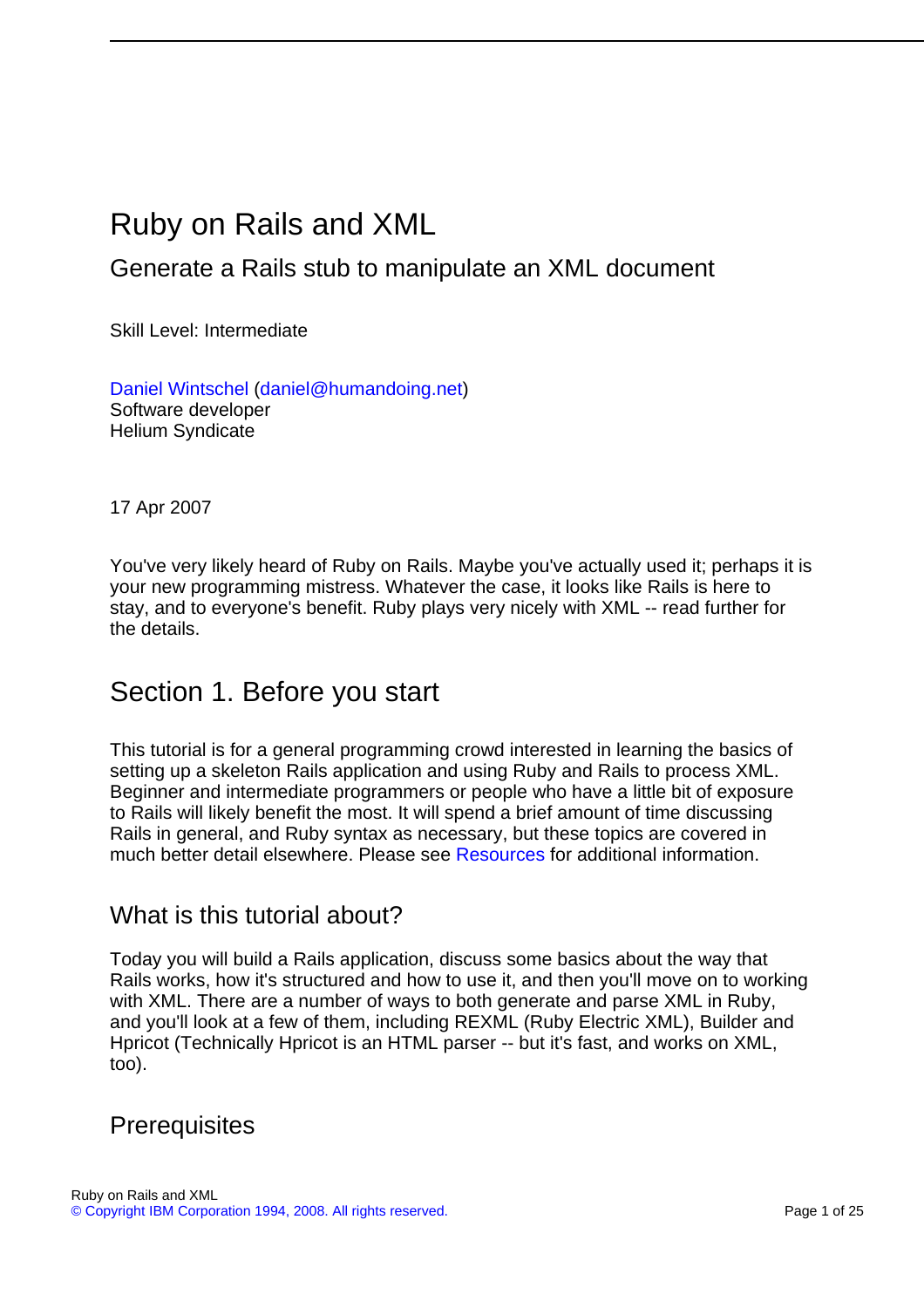# Ruby on Rails and XML

## Generate a Rails stub to manipulate an XML document

Skill Level: Intermediate

Daniel Wintschel (daniel@humandoing.net)
Software developer
Helium Syndicate

17 Apr 2007

You've very likely heard of Ruby on Rails. Maybe you've actually used it; perhaps it is your new programming mistress. Whatever the case, it looks like Rails is here to stay, and to everyone's benefit. Ruby plays very nicely with XML -- read further for the details.

## Section 1. Before you start

This tutorial is for a general programming crowd interested in learning the basics of setting up a skeleton Rails application and using Ruby and Rails to process XML. Beginner and intermediate programmers or people who have a little bit of exposure to Rails will likely benefit the most. It will spend a brief amount of time discussing Rails in general, and Ruby syntax as necessary, but these topics are covered in much better detail elsewhere. Please see Resources for additional information.

### What is this tutorial about?

Today you will build a Rails application, discuss some basics about the way that Rails works, how it's structured and how to use it, and then you'll move on to working with XML. There are a number of ways to both generate and parse XML in Ruby, and you'll look at a few of them, including REXML (Ruby Electric XML), Builder and Hpricot (Technically Hpricot is an HTML parser -- but it's fast, and works on XML, too).

### Prerequisites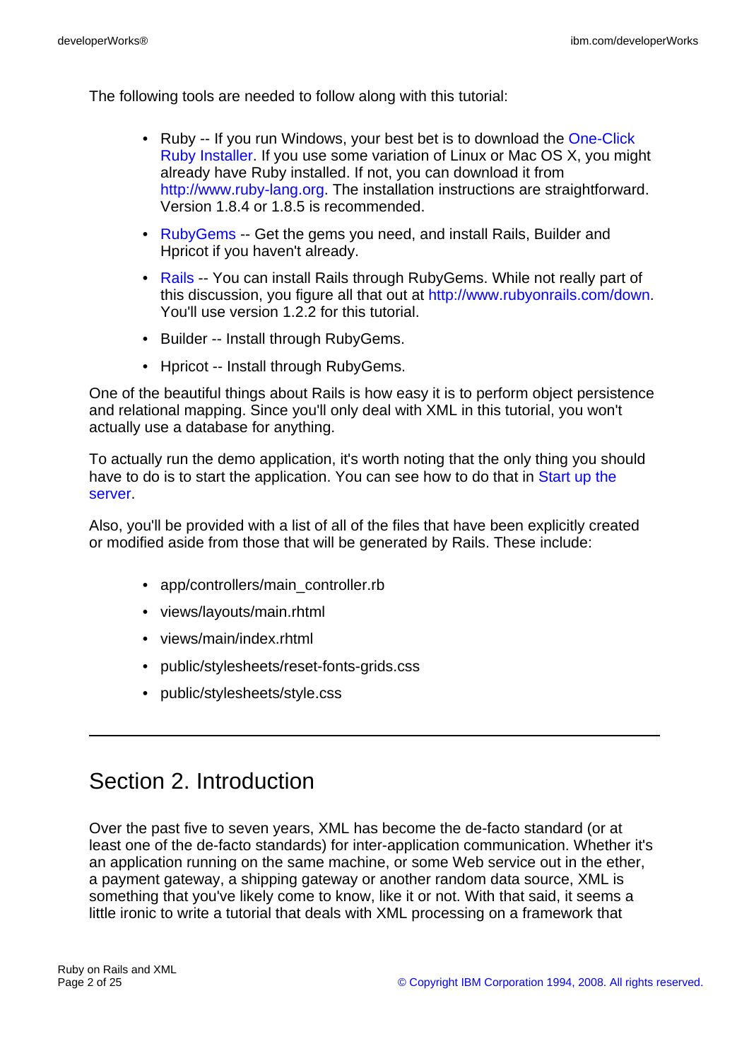The following tools are needed to follow along with this tutorial:

- Ruby -- If you run Windows, your best bet is to download the One-Click Ruby Installer. If you use some variation of Linux or Mac OS X, you might already have Ruby installed. If not, you can download it from http://www.ruby-lang.org. The installation instructions are straightforward. Version 1.8.4 or 1.8.5 is recommended.
- RubyGems -- Get the gems you need, and install Rails, Builder and Hpricot if you haven't already.
- Rails -- You can install Rails through RubyGems. While not really part of this discussion, you figure all that out at http://www.rubyonrails.com/down. You'll use version 1.2.2 for this tutorial.
- Builder -- Install through RubyGems.
- Hpricot -- Install through RubyGems.

One of the beautiful things about Rails is how easy it is to perform object persistence and relational mapping. Since you'll only deal with XML in this tutorial, you won't actually use a database for anything.

To actually run the demo application, it's worth noting that the only thing you should have to do is to start the application. You can see how to do that in Start up the server.

Also, you'll be provided with a list of all of the files that have been explicitly created or modified aside from those that will be generated by Rails. These include:

- app/controllers/main_controller.rb
- views/layouts/main.rhtml
- views/main/index.rhtml
- public/stylesheets/reset-fonts-grids.css
- public/stylesheets/style.css

---

# Section 2. Introduction

Over the past five to seven years, XML has become the de-facto standard (or at least one of the de-facto standards) for inter-application communication. Whether it's an application running on the same machine, or some Web service out in the ether, a payment gateway, a shipping gateway or another random data source, XML is something that you've likely come to know, like it or not. With that said, it seems a little ironic to write a tutorial that deals with XML processing on a framework that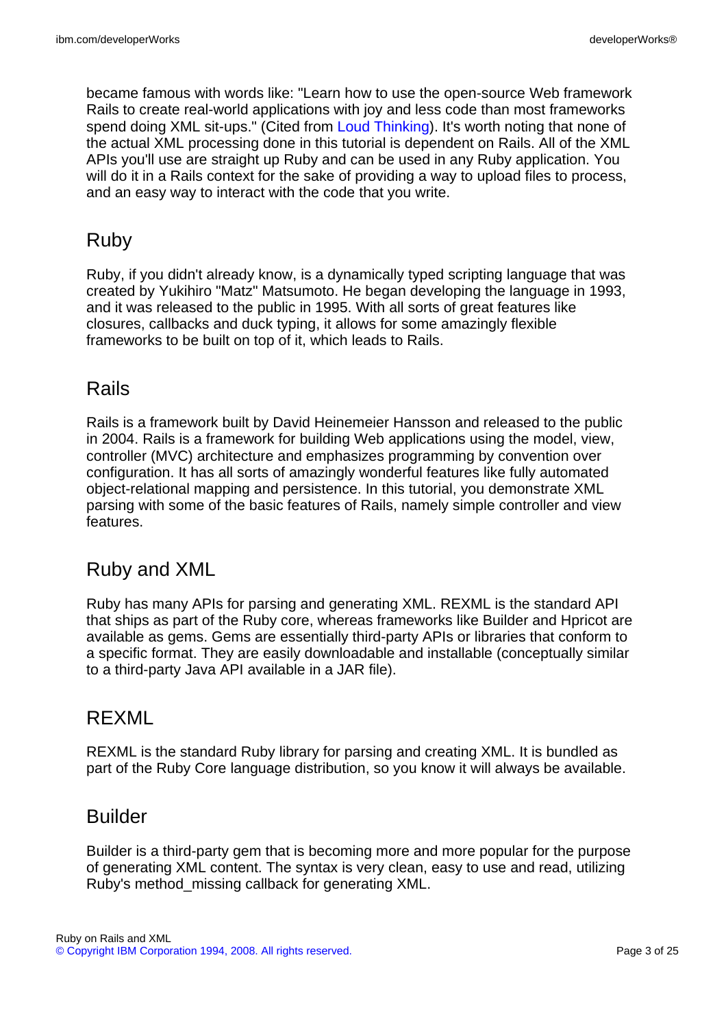became famous with words like: "Learn how to use the open-source Web framework Rails to create real-world applications with joy and less code than most frameworks spend doing XML sit-ups." (Cited from Loud Thinking). It's worth noting that none of the actual XML processing done in this tutorial is dependent on Rails. All of the XML APIs you'll use are straight up Ruby and can be used in any Ruby application. You will do it in a Rails context for the sake of providing a way to upload files to process, and an easy way to interact with the code that you write.

## Ruby

Ruby, if you didn't already know, is a dynamically typed scripting language that was created by Yukihiro "Matz" Matsumoto. He began developing the language in 1993, and it was released to the public in 1995. With all sorts of great features like closures, callbacks and duck typing, it allows for some amazingly flexible frameworks to be built on top of it, which leads to Rails.

## Rails

Rails is a framework built by David Heinemeier Hansson and released to the public in 2004. Rails is a framework for building Web applications using the model, view, controller (MVC) architecture and emphasizes programming by convention over configuration. It has all sorts of amazingly wonderful features like fully automated object-relational mapping and persistence. In this tutorial, you demonstrate XML parsing with some of the basic features of Rails, namely simple controller and view features.

## Ruby and XML

Ruby has many APIs for parsing and generating XML. REXML is the standard API that ships as part of the Ruby core, whereas frameworks like Builder and Hpricot are available as gems. Gems are essentially third-party APIs or libraries that conform to a specific format. They are easily downloadable and installable (conceptually similar to a third-party Java API available in a JAR file).

## REXML

REXML is the standard Ruby library for parsing and creating XML. It is bundled as part of the Ruby Core language distribution, so you know it will always be available.

## Builder

Builder is a third-party gem that is becoming more and more popular for the purpose of generating XML content. The syntax is very clean, easy to use and read, utilizing Ruby's method_missing callback for generating XML.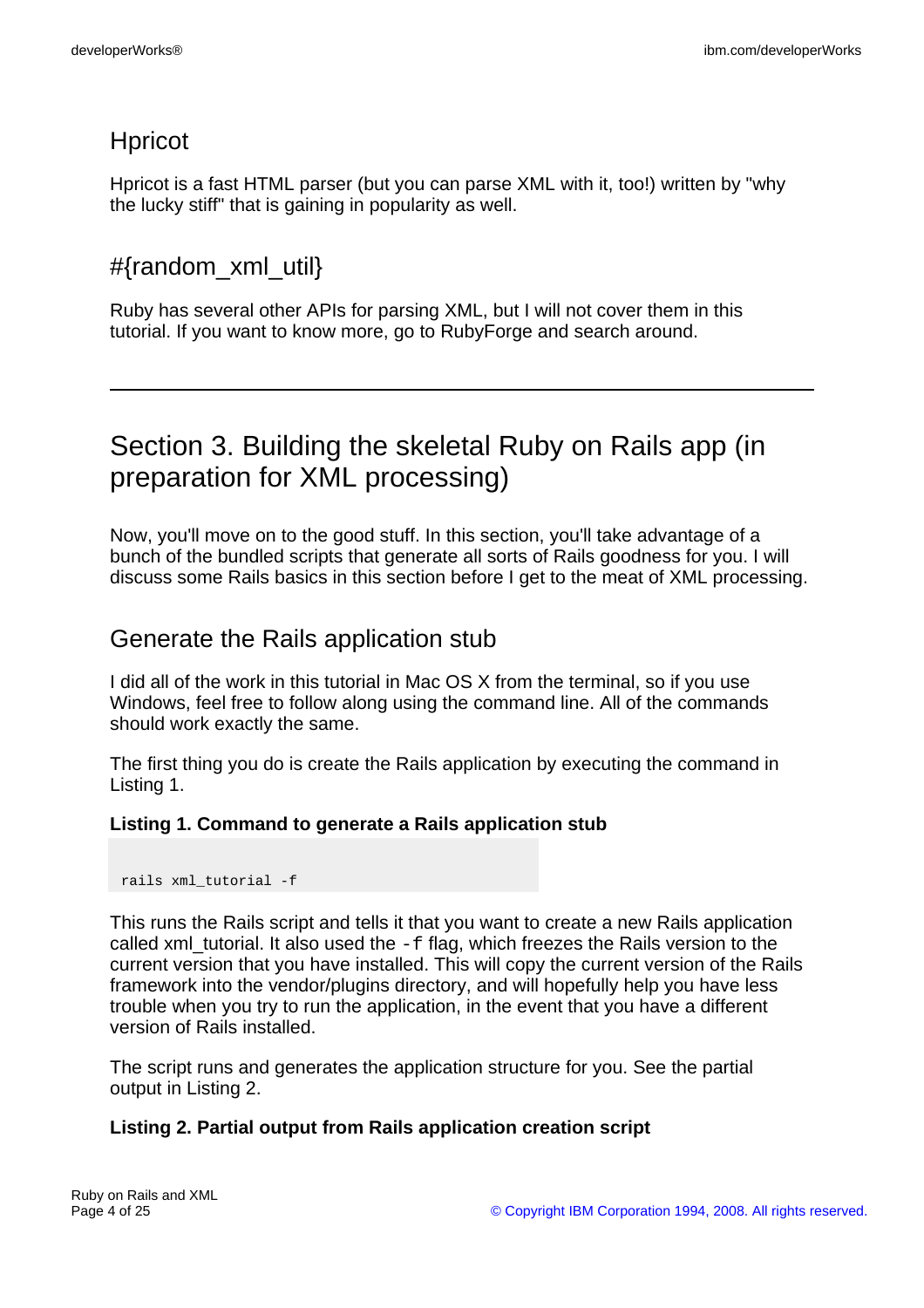### Hpricot

Hpricot is a fast HTML parser (but you can parse XML with it, too!) written by "why the lucky stiff" that is gaining in popularity as well.

### #{random_xml_util}

Ruby has several other APIs for parsing XML, but I will not cover them in this tutorial. If you want to know more, go to RubyForge and search around.

---

## Section 3. Building the skeletal Ruby on Rails app (in preparation for XML processing)

Now, you'll move on to the good stuff. In this section, you'll take advantage of a bunch of the bundled scripts that generate all sorts of Rails goodness for you. I will discuss some Rails basics in this section before I get to the meat of XML processing.

### Generate the Rails application stub

I did all of the work in this tutorial in Mac OS X from the terminal, so if you use Windows, feel free to follow along using the command line. All of the commands should work exactly the same.

The first thing you do is create the Rails application by executing the command in Listing 1.

**Listing 1. Command to generate a Rails application stub**

```
rails xml_tutorial -f
```

This runs the Rails script and tells it that you want to create a new Rails application called xml_tutorial. It also used the `-f` flag, which freezes the Rails version to the current version that you have installed. This will copy the current version of the Rails framework into the vendor/plugins directory, and will hopefully help you have less trouble when you try to run the application, in the event that you have a different version of Rails installed.

The script runs and generates the application structure for you. See the partial output in Listing 2.

**Listing 2. Partial output from Rails application creation script**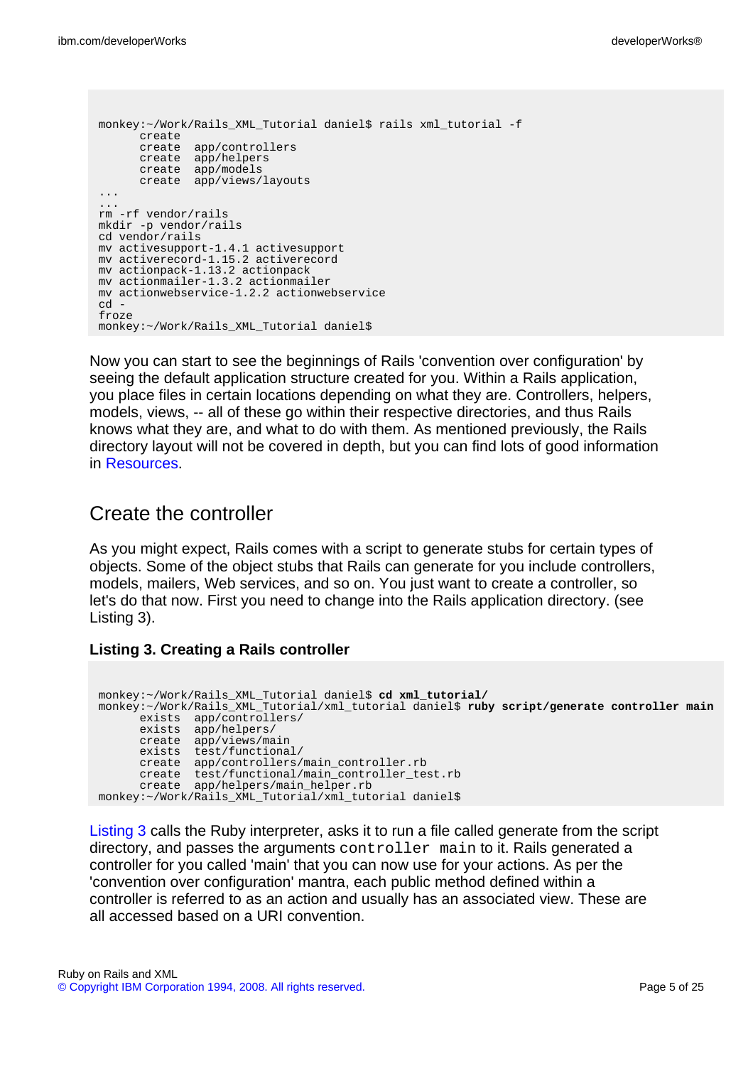```
monkey:~/Work/Rails_XML_Tutorial daniel$ rails xml_tutorial -f
      create
      create  app/controllers
      create  app/helpers
      create  app/models
      create  app/views/layouts
...
...
rm -rf vendor/rails
mkdir -p vendor/rails
cd vendor/rails
mv activesupport-1.4.1 activesupport
mv activerecord-1.15.2 activerecord
mv actionpack-1.13.2 actionpack
mv actionmailer-1.3.2 actionmailer
mv actionwebservice-1.2.2 actionwebservice
cd -
froze
monkey:~/Work/Rails_XML_Tutorial daniel$
```

Now you can start to see the beginnings of Rails 'convention over configuration' by seeing the default application structure created for you. Within a Rails application, you place files in certain locations depending on what they are. Controllers, helpers, models, views, -- all of these go within their respective directories, and thus Rails knows what they are, and what to do with them. As mentioned previously, the Rails directory layout will not be covered in depth, but you can find lots of good information in Resources.

## Create the controller

As you might expect, Rails comes with a script to generate stubs for certain types of objects. Some of the object stubs that Rails can generate for you include controllers, models, mailers, Web services, and so on. You just want to create a controller, so let's do that now. First you need to change into the Rails application directory. (see Listing 3).

**Listing 3. Creating a Rails controller**

```
monkey:~/Work/Rails_XML_Tutorial daniel$ cd xml_tutorial/
monkey:~/Work/Rails_XML_Tutorial/xml_tutorial daniel$ ruby script/generate controller main
      exists  app/controllers/
      exists  app/helpers/
      create  app/views/main
      exists  test/functional/
      create  app/controllers/main_controller.rb
      create  test/functional/main_controller_test.rb
      create  app/helpers/main_helper.rb
monkey:~/Work/Rails_XML_Tutorial/xml_tutorial daniel$
```

Listing 3 calls the Ruby interpreter, asks it to run a file called generate from the script directory, and passes the arguments `controller main` to it. Rails generated a controller for you called 'main' that you can now use for your actions. As per the 'convention over configuration' mantra, each public method defined within a controller is referred to as an action and usually has an associated view. These are all accessed based on a URI convention.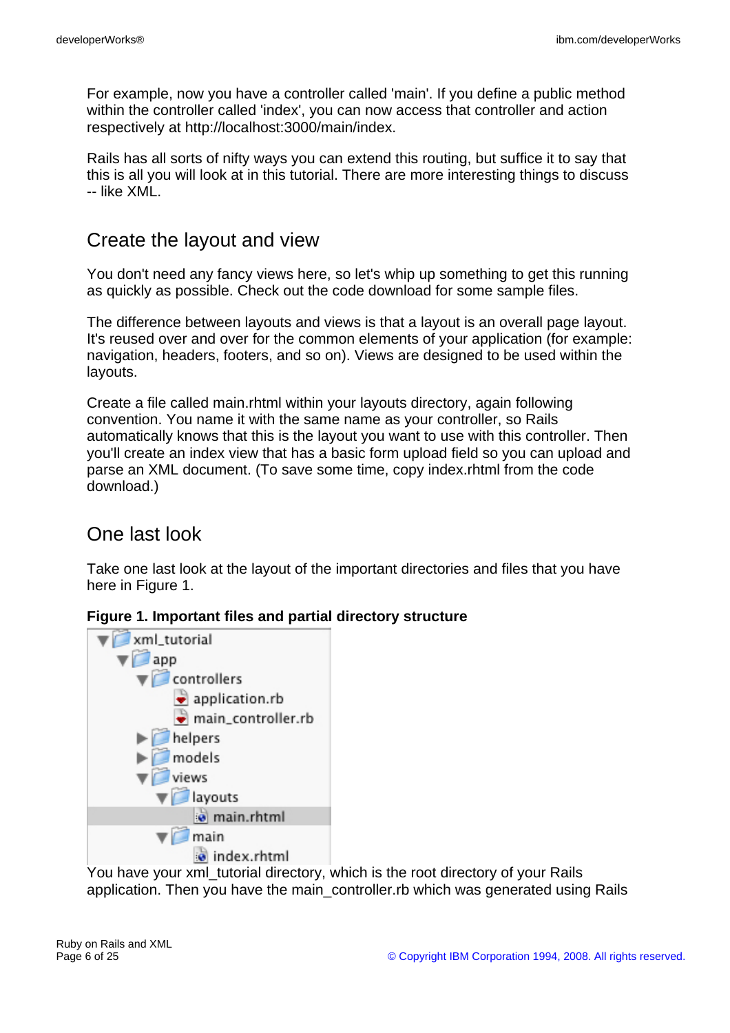For example, now you have a controller called 'main'. If you define a public method within the controller called 'index', you can now access that controller and action respectively at http://localhost:3000/main/index.

Rails has all sorts of nifty ways you can extend this routing, but suffice it to say that this is all you will look at in this tutorial. There are more interesting things to discuss -- like XML.

## Create the layout and view

You don't need any fancy views here, so let's whip up something to get this running as quickly as possible. Check out the code download for some sample files.

The difference between layouts and views is that a layout is an overall page layout. It's reused over and over for the common elements of your application (for example: navigation, headers, footers, and so on). Views are designed to be used within the layouts.

Create a file called main.rhtml within your layouts directory, again following convention. You name it with the same name as your controller, so Rails automatically knows that this is the layout you want to use with this controller. Then you'll create an index view that has a basic form upload field so you can upload and parse an XML document. (To save some time, copy index.rhtml from the code download.)

## One last look

Take one last look at the layout of the important directories and files that you have here in Figure 1.

**Figure 1. Important files and partial directory structure**

```
▼ xml_tutorial
  ▼ app
    ▼ controllers
        application.rb
        main_controller.rb
    ▶ helpers
    ▶ models
    ▼ views
      ▼ layouts
          main.rhtml
      ▼ main
          index.rhtml
```

You have your xml_tutorial directory, which is the root directory of your Rails application. Then you have the main_controller.rb which was generated using Rails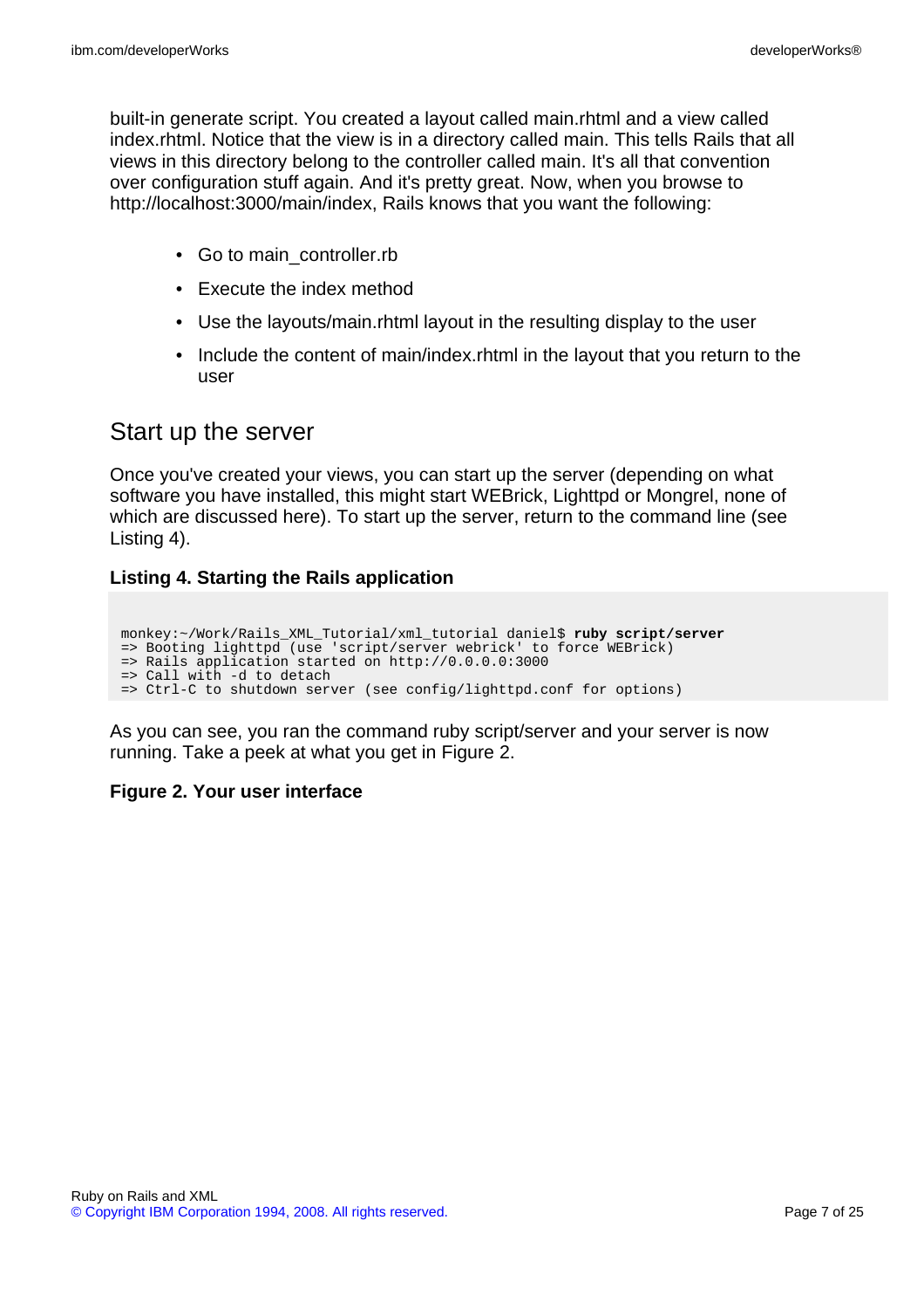built-in generate script. You created a layout called main.rhtml and a view called index.rhtml. Notice that the view is in a directory called main. This tells Rails that all views in this directory belong to the controller called main. It's all that convention over configuration stuff again. And it's pretty great. Now, when you browse to http://localhost:3000/main/index, Rails knows that you want the following:

- Go to main_controller.rb
- Execute the index method
- Use the layouts/main.rhtml layout in the resulting display to the user
- Include the content of main/index.rhtml in the layout that you return to the user

## Start up the server

Once you've created your views, you can start up the server (depending on what software you have installed, this might start WEBrick, Lighttpd or Mongrel, none of which are discussed here). To start up the server, return to the command line (see Listing 4).

**Listing 4. Starting the Rails application**

```
monkey:~/Work/Rails_XML_Tutorial/xml_tutorial daniel$ ruby script/server
=> Booting lighttpd (use 'script/server webrick' to force WEBrick)
=> Rails application started on http://0.0.0.0:3000
=> Call with -d to detach
=> Ctrl-C to shutdown server (see config/lighttpd.conf for options)
```

As you can see, you ran the command ruby script/server and your server is now running. Take a peek at what you get in Figure 2.

**Figure 2. Your user interface**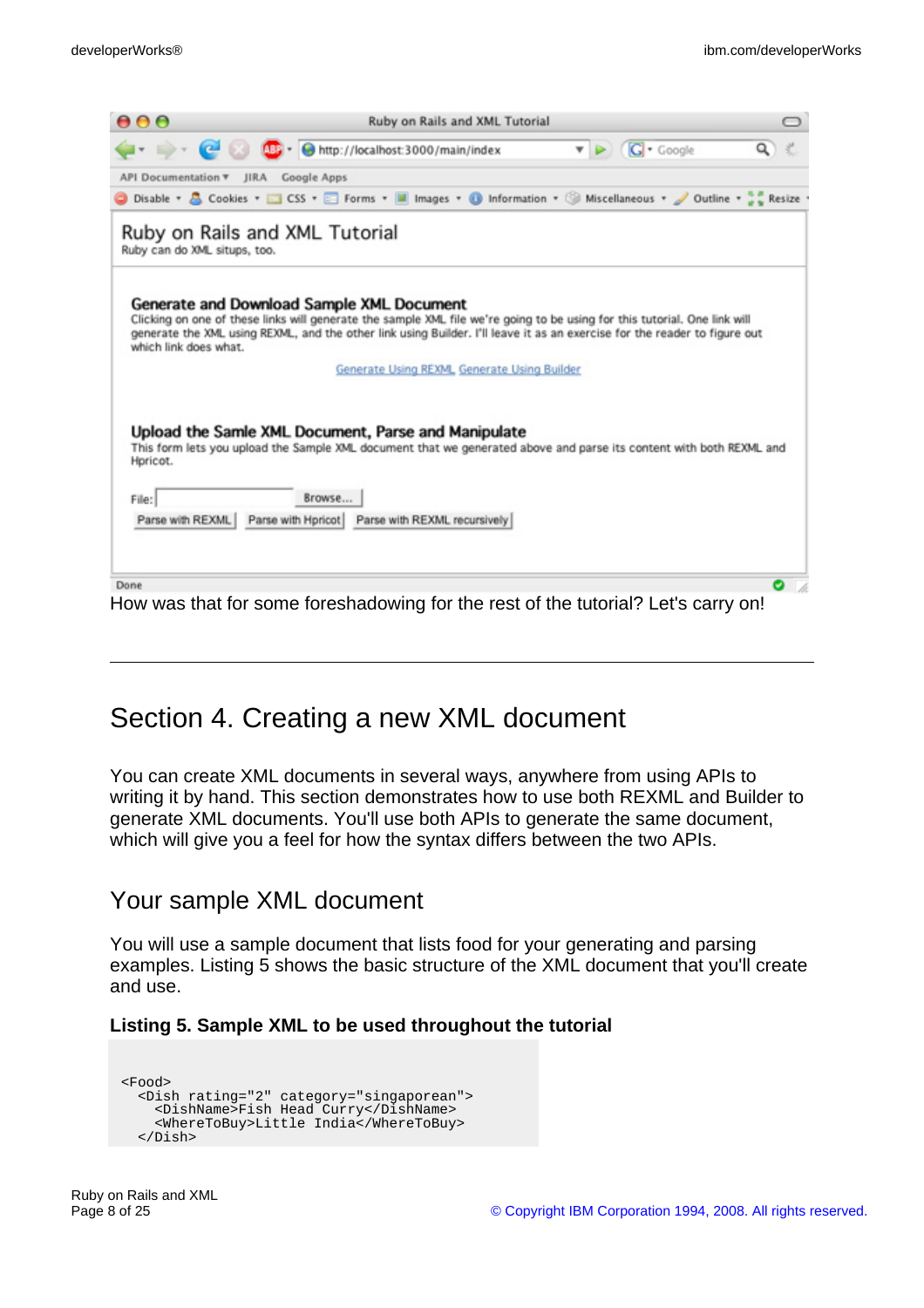How was that for some foreshadowing for the rest of the tutorial? Let's carry on!

---

# Section 4. Creating a new XML document

You can create XML documents in several ways, anywhere from using APIs to writing it by hand. This section demonstrates how to use both REXML and Builder to generate XML documents. You'll use both APIs to generate the same document, which will give you a feel for how the syntax differs between the two APIs.

## Your sample XML document

You will use a sample document that lists food for your generating and parsing examples. Listing 5 shows the basic structure of the XML document that you'll create and use.

**Listing 5. Sample XML to be used throughout the tutorial**

```
<Food>
  <Dish rating="2" category="singaporean">
    <DishName>Fish Head Curry</DishName>
    <WhereToBuy>Little India</WhereToBuy>
  </Dish>
```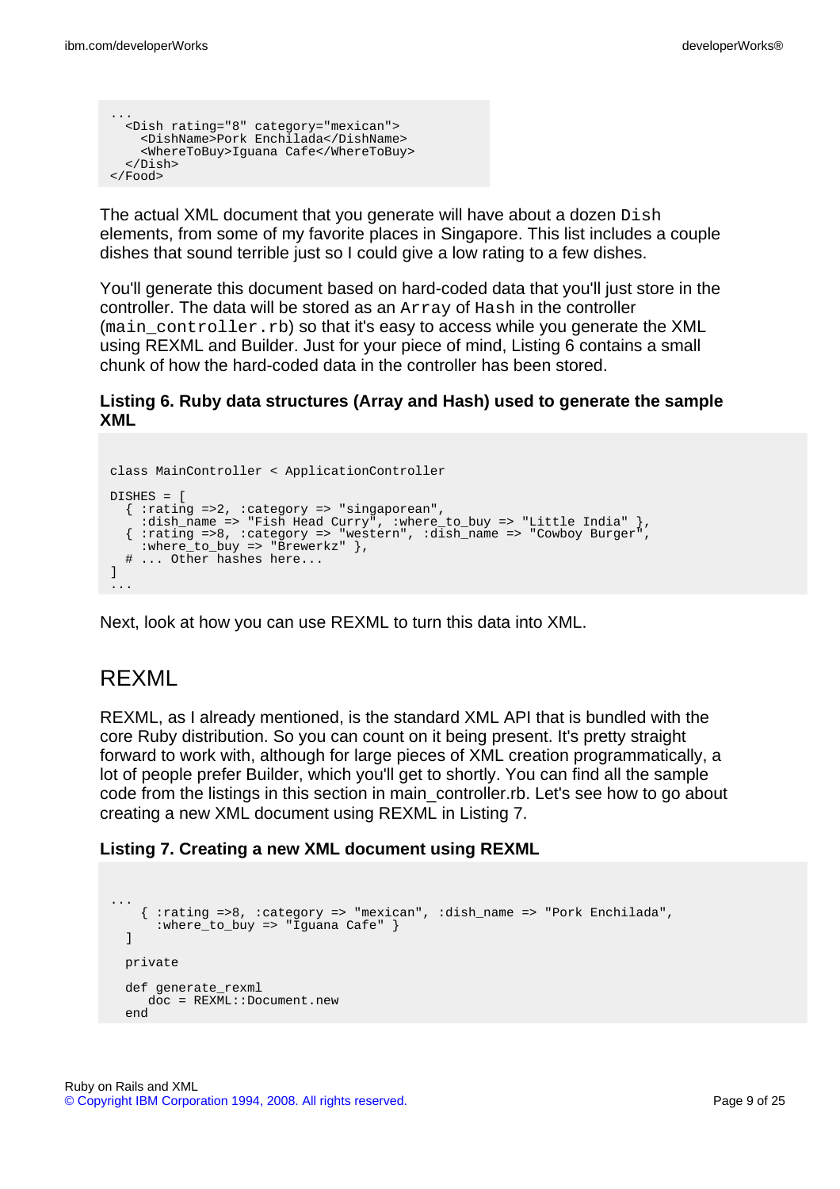```
...
  <Dish rating="8" category="mexican">
    <DishName>Pork Enchilada</DishName>
    <WhereToBuy>Iguana Cafe</WhereToBuy>
  </Dish>
</Food>
```

The actual XML document that you generate will have about a dozen `Dish` elements, from some of my favorite places in Singapore. This list includes a couple dishes that sound terrible just so I could give a low rating to a few dishes.

You'll generate this document based on hard-coded data that you'll just store in the controller. The data will be stored as an `Array` of `Hash` in the controller (`main_controller.rb`) so that it's easy to access while you generate the XML using REXML and Builder. Just for your piece of mind, Listing 6 contains a small chunk of how the hard-coded data in the controller has been stored.

**Listing 6. Ruby data structures (Array and Hash) used to generate the sample XML**

```
class MainController < ApplicationController

DISHES = [
  { :rating =>2, :category => "singaporean",
    :dish_name => "Fish Head Curry", :where_to_buy => "Little India" },
  { :rating =>8, :category => "western", :dish_name => "Cowboy Burger",
    :where_to_buy => "Brewerkz" },
  # ... Other hashes here...
]
...
```

Next, look at how you can use REXML to turn this data into XML.

## REXML

REXML, as I already mentioned, is the standard XML API that is bundled with the core Ruby distribution. So you can count on it being present. It's pretty straight forward to work with, although for large pieces of XML creation programmatically, a lot of people prefer Builder, which you'll get to shortly. You can find all the sample code from the listings in this section in main_controller.rb. Let's see how to go about creating a new XML document using REXML in Listing 7.

**Listing 7. Creating a new XML document using REXML**

```
...
    { :rating =>8, :category => "mexican", :dish_name => "Pork Enchilada",
      :where_to_buy => "Iguana Cafe" }
  ]

  private

  def generate_rexml
     doc = REXML::Document.new
  end
```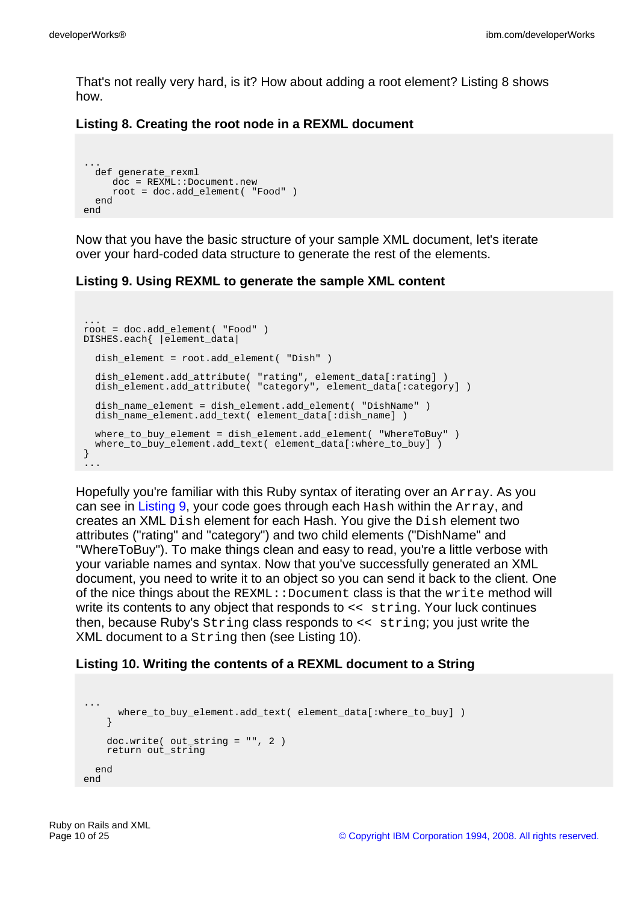That's not really very hard, is it? How about adding a root element? Listing 8 shows how.

**Listing 8. Creating the root node in a REXML document**

```
...
  def generate_rexml
     doc = REXML::Document.new
     root = doc.add_element( "Food" )
  end
end
```

Now that you have the basic structure of your sample XML document, let's iterate over your hard-coded data structure to generate the rest of the elements.

**Listing 9. Using REXML to generate the sample XML content**

```
...
root = doc.add_element( "Food" )
DISHES.each{ |element_data|

  dish_element = root.add_element( "Dish" )

  dish_element.add_attribute( "rating", element_data[:rating] )
  dish_element.add_attribute( "category", element_data[:category] )

  dish_name_element = dish_element.add_element( "DishName" )
  dish_name_element.add_text( element_data[:dish_name] )

  where_to_buy_element = dish_element.add_element( "WhereToBuy" )
  where_to_buy_element.add_text( element_data[:where_to_buy] )
}
...
```

Hopefully you're familiar with this Ruby syntax of iterating over an `Array`. As you can see in Listing 9, your code goes through each `Hash` within the `Array`, and creates an XML `Dish` element for each Hash. You give the `Dish` element two attributes ("rating" and "category") and two child elements ("DishName" and "WhereToBuy"). To make things clean and easy to read, you're a little verbose with your variable names and syntax. Now that you've successfully generated an XML document, you need to write it to an object so you can send it back to the client. One of the nice things about the `REXML::Document` class is that the `write` method will write its contents to any object that responds to `<< string`. Your luck continues then, because Ruby's `String` class responds to `<< string`; you just write the XML document to a `String` then (see Listing 10).

**Listing 10. Writing the contents of a REXML document to a String**

```
...
      where_to_buy_element.add_text( element_data[:where_to_buy] )
    }

    doc.write( out_string = "", 2 )
    return out_string

  end
end
```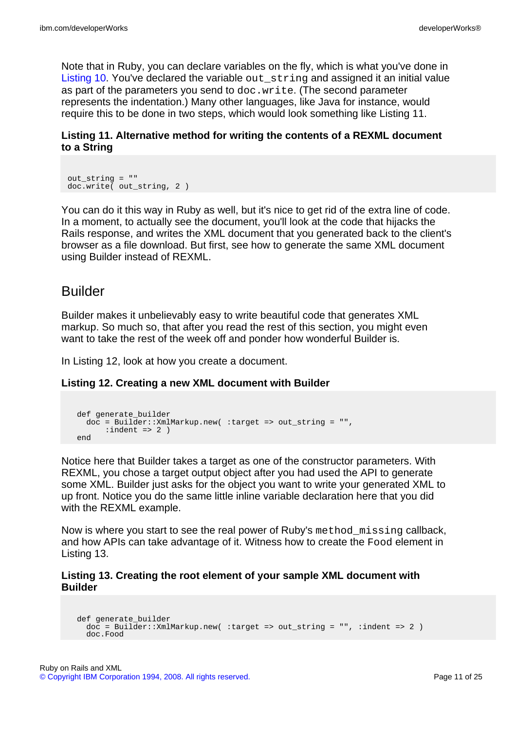Note that in Ruby, you can declare variables on the fly, which is what you've done in Listing 10. You've declared the variable `out_string` and assigned it an initial value as part of the parameters you send to `doc.write`. (The second parameter represents the indentation.) Many other languages, like Java for instance, would require this to be done in two steps, which would look something like Listing 11.

**Listing 11. Alternative method for writing the contents of a REXML document to a String**

```
out_string = ""
doc.write( out_string, 2 )
```

You can do it this way in Ruby as well, but it's nice to get rid of the extra line of code. In a moment, to actually see the document, you'll look at the code that hijacks the Rails response, and writes the XML document that you generated back to the client's browser as a file download. But first, see how to generate the same XML document using Builder instead of REXML.

## Builder

Builder makes it unbelievably easy to write beautiful code that generates XML markup. So much so, that after you read the rest of this section, you might even want to take the rest of the week off and ponder how wonderful Builder is.

In Listing 12, look at how you create a document.

**Listing 12. Creating a new XML document with Builder**

```
def generate_builder
  doc = Builder::XmlMarkup.new( :target => out_string = "",
      :indent => 2 )
end
```

Notice here that Builder takes a target as one of the constructor parameters. With REXML, you chose a target output object after you had used the API to generate some XML. Builder just asks for the object you want to write your generated XML to up front. Notice you do the same little inline variable declaration here that you did with the REXML example.

Now is where you start to see the real power of Ruby's `method_missing` callback, and how APIs can take advantage of it. Witness how to create the `Food` element in Listing 13.

**Listing 13. Creating the root element of your sample XML document with Builder**

```
def generate_builder
  doc = Builder::XmlMarkup.new( :target => out_string = "", :indent => 2 )
  doc.Food
```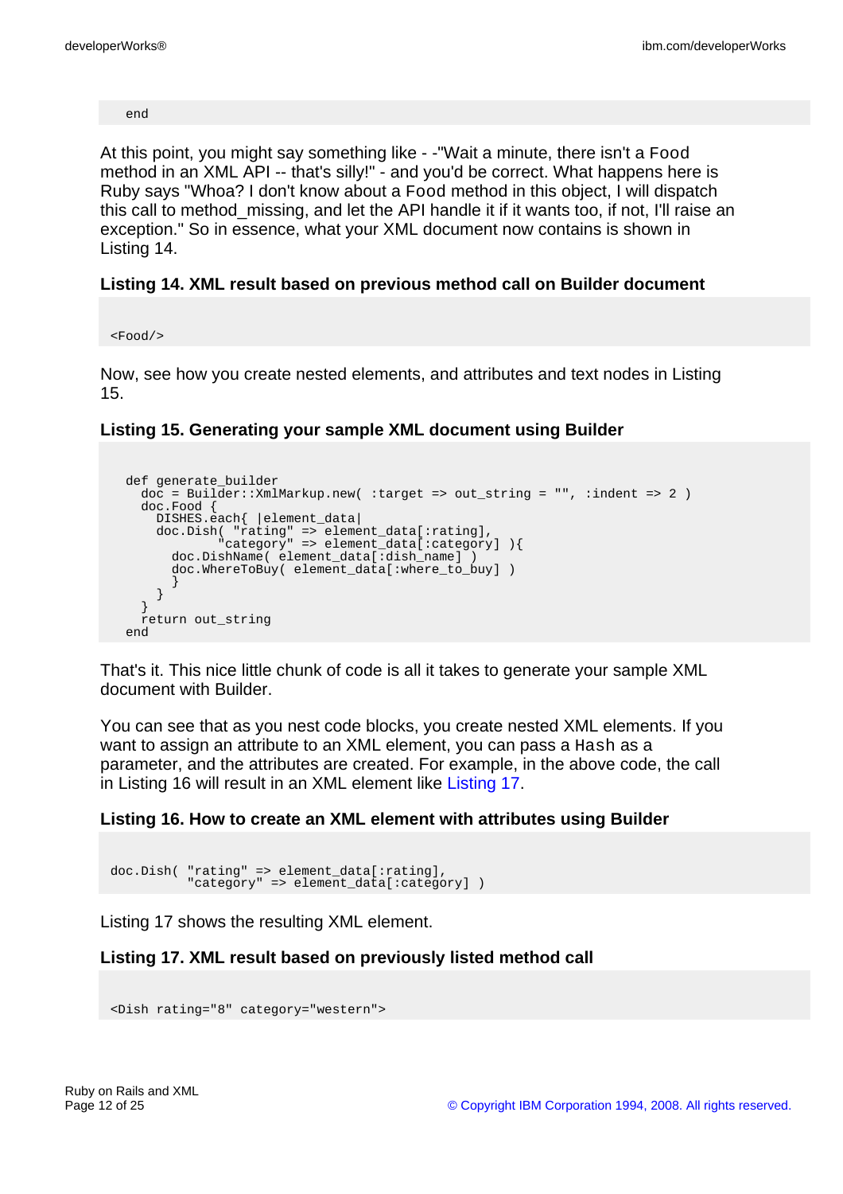```
end
```

At this point, you might say something like - -"Wait a minute, there isn't a Food method in an XML API -- that's silly!" - and you'd be correct. What happens here is Ruby says "Whoa? I don't know about a Food method in this object, I will dispatch this call to method_missing, and let the API handle it if it wants too, if not, I'll raise an exception." So in essence, what your XML document now contains is shown in Listing 14.

### Listing 14. XML result based on previous method call on Builder document

```
<Food/>
```

Now, see how you create nested elements, and attributes and text nodes in Listing 15.

### Listing 15. Generating your sample XML document using Builder

```
def generate_builder
  doc = Builder::XmlMarkup.new( :target => out_string = "", :indent => 2 )
  doc.Food {
    DISHES.each{ |element_data|
    doc.Dish( "rating" => element_data[:rating],
             "category" => element_data[:category] ){
      doc.DishName( element_data[:dish_name] )
      doc.WhereToBuy( element_data[:where_to_buy] )
      }
    }
  }
  return out_string
end
```

That's it. This nice little chunk of code is all it takes to generate your sample XML document with Builder.

You can see that as you nest code blocks, you create nested XML elements. If you want to assign an attribute to an XML element, you can pass a Hash as a parameter, and the attributes are created. For example, in the above code, the call in Listing 16 will result in an XML element like Listing 17.

### Listing 16. How to create an XML element with attributes using Builder

```
doc.Dish( "rating" => element_data[:rating],
          "category" => element_data[:category] )
```

Listing 17 shows the resulting XML element.

### Listing 17. XML result based on previously listed method call

```
<Dish rating="8" category="western">
```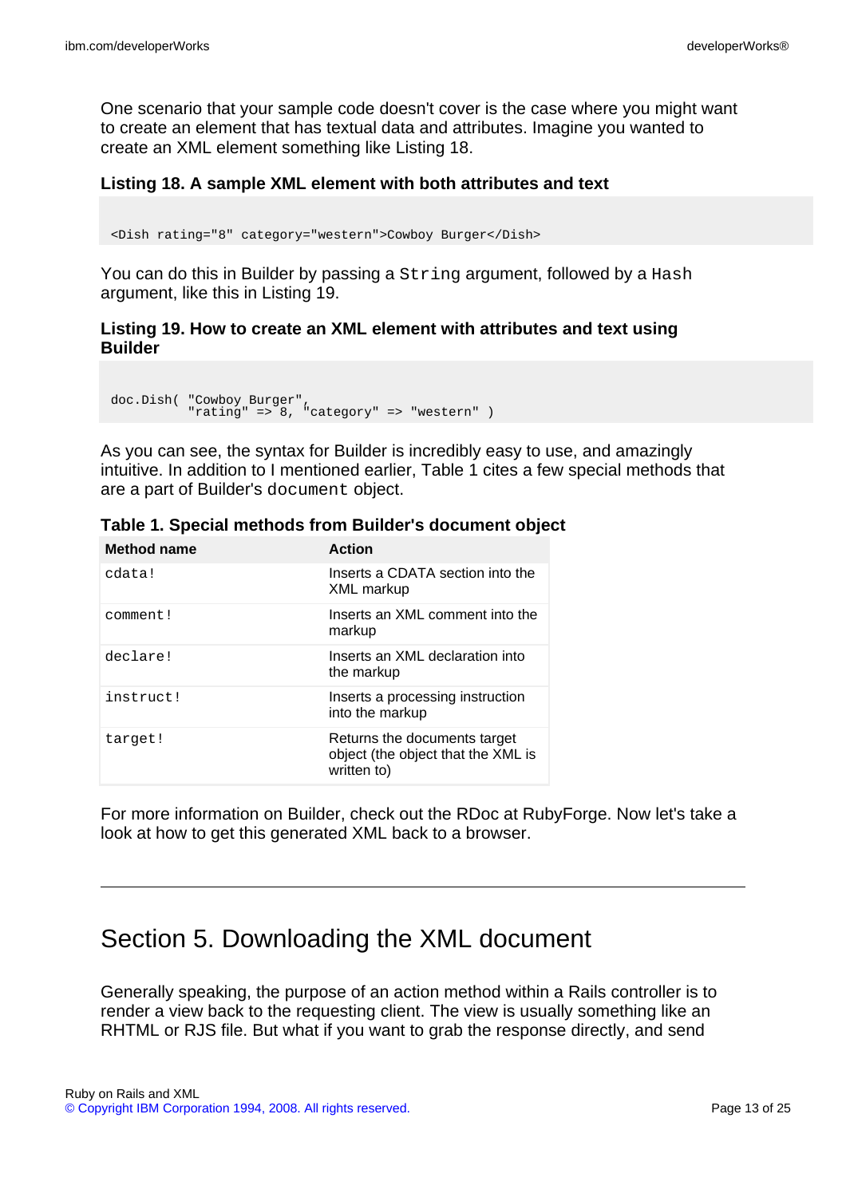One scenario that your sample code doesn't cover is the case where you might want to create an element that has textual data and attributes. Imagine you wanted to create an XML element something like Listing 18.

**Listing 18. A sample XML element with both attributes and text**

```
<Dish rating="8" category="western">Cowboy Burger</Dish>
```

You can do this in Builder by passing a `String` argument, followed by a `Hash` argument, like this in Listing 19.

**Listing 19. How to create an XML element with attributes and text using Builder**

```
doc.Dish( "Cowboy Burger",
          "rating" => 8, "category" => "western" )
```

As you can see, the syntax for Builder is incredibly easy to use, and amazingly intuitive. In addition to I mentioned earlier, Table 1 cites a few special methods that are a part of Builder's `document` object.

**Table 1. Special methods from Builder's document object**

| Method name | Action |
| --- | --- |
| `cdata!` | Inserts a CDATA section into the XML markup |
| `comment!` | Inserts an XML comment into the markup |
| `declare!` | Inserts an XML declaration into the markup |
| `instruct!` | Inserts a processing instruction into the markup |
| `target!` | Returns the documents target object (the object that the XML is written to) |

For more information on Builder, check out the RDoc at RubyForge. Now let's take a look at how to get this generated XML back to a browser.

## Section 5. Downloading the XML document

Generally speaking, the purpose of an action method within a Rails controller is to render a view back to the requesting client. The view is usually something like an RHTML or RJS file. But what if you want to grab the response directly, and send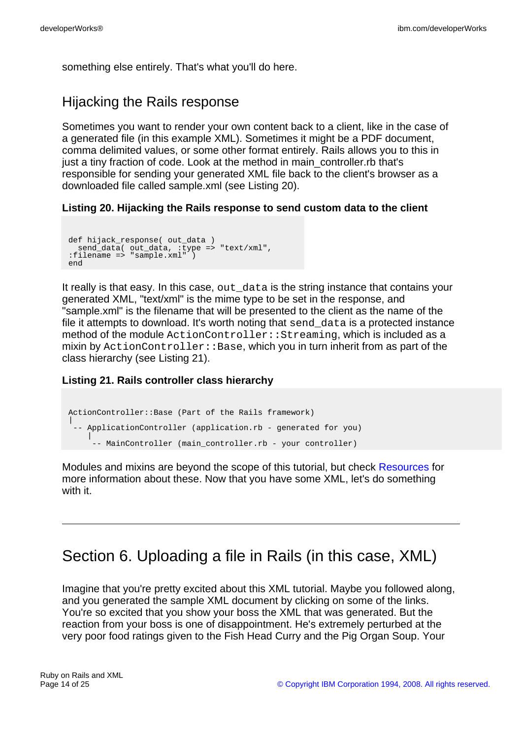something else entirely. That's what you'll do here.

## Hijacking the Rails response

Sometimes you want to render your own content back to a client, like in the case of a generated file (in this example XML). Sometimes it might be a PDF document, comma delimited values, or some other format entirely. Rails allows you to this in just a tiny fraction of code. Look at the method in main_controller.rb that's responsible for sending your generated XML file back to the client's browser as a downloaded file called sample.xml (see Listing 20).

**Listing 20. Hijacking the Rails response to send custom data to the client**

```
def hijack_response( out_data )
  send_data( out_data, :type => "text/xml",
:filename => "sample.xml" )
end
```

It really is that easy. In this case, `out_data` is the string instance that contains your generated XML, "text/xml" is the mime type to be set in the response, and "sample.xml" is the filename that will be presented to the client as the name of the file it attempts to download. It's worth noting that `send_data` is a protected instance method of the module `ActionController::Streaming`, which is included as a mixin by `ActionController::Base`, which you in turn inherit from as part of the class hierarchy (see Listing 21).

**Listing 21. Rails controller class hierarchy**

```
ActionController::Base (Part of the Rails framework)
|
 -- ApplicationController (application.rb - generated for you)
    |
     -- MainController (main_controller.rb - your controller)
```

Modules and mixins are beyond the scope of this tutorial, but check Resources for more information about these. Now that you have some XML, let's do something with it.

# Section 6. Uploading a file in Rails (in this case, XML)

Imagine that you're pretty excited about this XML tutorial. Maybe you followed along, and you generated the sample XML document by clicking on some of the links. You're so excited that you show your boss the XML that was generated. But the reaction from your boss is one of disappointment. He's extremely perturbed at the very poor food ratings given to the Fish Head Curry and the Pig Organ Soup. Your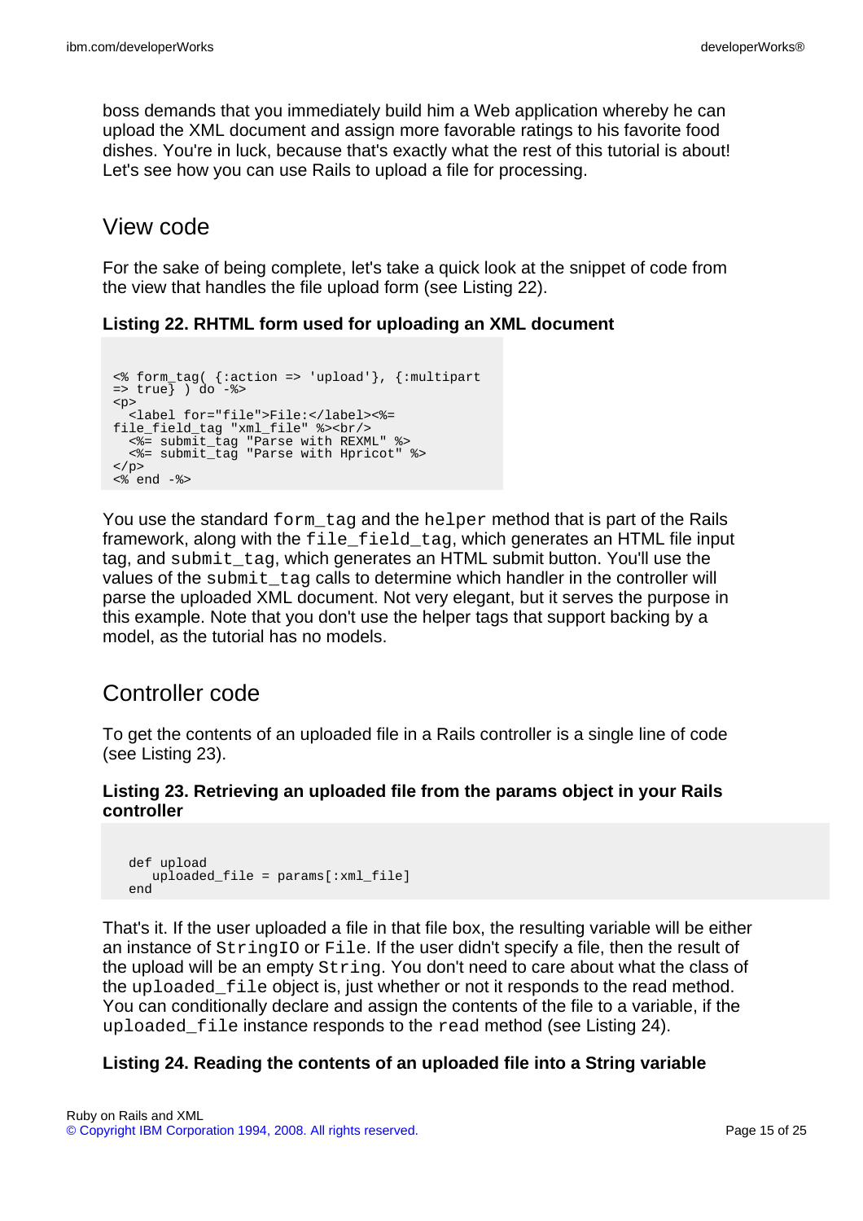boss demands that you immediately build him a Web application whereby he can upload the XML document and assign more favorable ratings to his favorite food dishes. You're in luck, because that's exactly what the rest of this tutorial is about! Let's see how you can use Rails to upload a file for processing.

## View code

For the sake of being complete, let's take a quick look at the snippet of code from the view that handles the file upload form (see Listing 22).

**Listing 22. RHTML form used for uploading an XML document**

```
<% form_tag( {:action => 'upload'}, {:multipart
=> true} ) do -%>
<p>
  <label for="file">File:</label><%=
file_field_tag "xml_file" %><br/>
  <%= submit_tag "Parse with REXML" %>
  <%= submit_tag "Parse with Hpricot" %>
</p>
<% end -%>
```

You use the standard `form_tag` and the `helper` method that is part of the Rails framework, along with the `file_field_tag`, which generates an HTML file input tag, and `submit_tag`, which generates an HTML submit button. You'll use the values of the `submit_tag` calls to determine which handler in the controller will parse the uploaded XML document. Not very elegant, but it serves the purpose in this example. Note that you don't use the helper tags that support backing by a model, as the tutorial has no models.

## Controller code

To get the contents of an uploaded file in a Rails controller is a single line of code (see Listing 23).

**Listing 23. Retrieving an uploaded file from the params object in your Rails controller**

```
  def upload
     uploaded_file = params[:xml_file]
  end
```

That's it. If the user uploaded a file in that file box, the resulting variable will be either an instance of `StringIO` or `File`. If the user didn't specify a file, then the result of the upload will be an empty `String`. You don't need to care about what the class of the `uploaded_file` object is, just whether or not it responds to the read method. You can conditionally declare and assign the contents of the file to a variable, if the `uploaded_file` instance responds to the `read` method (see Listing 24).

**Listing 24. Reading the contents of an uploaded file into a String variable**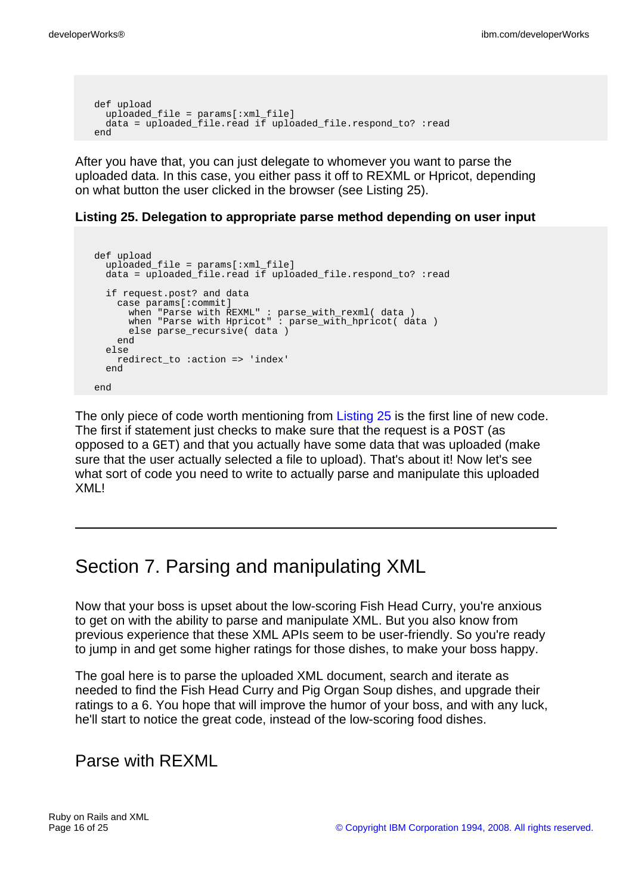```
def upload
  uploaded_file = params[:xml_file]
  data = uploaded_file.read if uploaded_file.respond_to? :read
end
```

After you have that, you can just delegate to whomever you want to parse the uploaded data. In this case, you either pass it off to REXML or Hpricot, depending on what button the user clicked in the browser (see Listing 25).

**Listing 25. Delegation to appropriate parse method depending on user input**

```
def upload
  uploaded_file = params[:xml_file]
  data = uploaded_file.read if uploaded_file.respond_to? :read

  if request.post? and data
    case params[:commit]
      when "Parse with REXML" : parse_with_rexml( data )
      when "Parse with Hpricot" : parse_with_hpricot( data )
      else parse_recursive( data )
    end
  else
    redirect_to :action => 'index'
  end

end
```

The only piece of code worth mentioning from Listing 25 is the first line of new code. The first if statement just checks to make sure that the request is a POST (as opposed to a GET) and that you actually have some data that was uploaded (make sure that the user actually selected a file to upload). That's about it! Now let's see what sort of code you need to write to actually parse and manipulate this uploaded XML!

# Section 7. Parsing and manipulating XML

Now that your boss is upset about the low-scoring Fish Head Curry, you're anxious to get on with the ability to parse and manipulate XML. But you also know from previous experience that these XML APIs seem to be user-friendly. So you're ready to jump in and get some higher ratings for those dishes, to make your boss happy.

The goal here is to parse the uploaded XML document, search and iterate as needed to find the Fish Head Curry and Pig Organ Soup dishes, and upgrade their ratings to a 6. You hope that will improve the humor of your boss, and with any luck, he'll start to notice the great code, instead of the low-scoring food dishes.

## Parse with REXML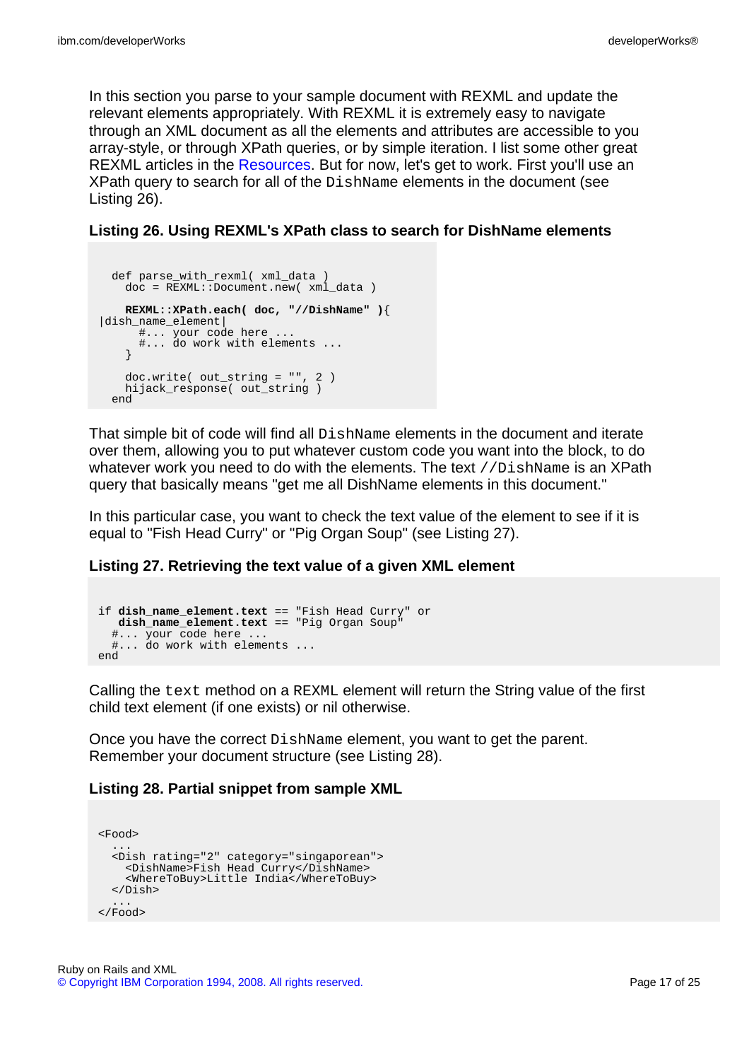In this section you parse to your sample document with REXML and update the relevant elements appropriately. With REXML it is extremely easy to navigate through an XML document as all the elements and attributes are accessible to you array-style, or through XPath queries, or by simple iteration. I list some other great REXML articles in the Resources. But for now, let's get to work. First you'll use an XPath query to search for all of the `DishName` elements in the document (see Listing 26).

**Listing 26. Using REXML's XPath class to search for DishName elements**

```
  def parse_with_rexml( xml_data )
    doc = REXML::Document.new( xml_data )

    REXML::XPath.each( doc, "//DishName" ){
|dish_name_element|
      #... your code here ...
      #... do work with elements ...
    }

    doc.write( out_string = "", 2 )
    hijack_response( out_string )
  end
```

That simple bit of code will find all `DishName` elements in the document and iterate over them, allowing you to put whatever custom code you want into the block, to do whatever work you need to do with the elements. The text `//DishName` is an XPath query that basically means "get me all DishName elements in this document."

In this particular case, you want to check the text value of the element to see if it is equal to "Fish Head Curry" or "Pig Organ Soup" (see Listing 27).

**Listing 27. Retrieving the text value of a given XML element**

```
if dish_name_element.text == "Fish Head Curry" or
   dish_name_element.text == "Pig Organ Soup"
  #... your code here ...
  #... do work with elements ...
end
```

Calling the `text` method on a `REXML` element will return the String value of the first child text element (if one exists) or nil otherwise.

Once you have the correct `DishName` element, you want to get the parent. Remember your document structure (see Listing 28).

**Listing 28. Partial snippet from sample XML**

```
<Food>
  ...
  <Dish rating="2" category="singaporean">
    <DishName>Fish Head Curry</DishName>
    <WhereToBuy>Little India</WhereToBuy>
  </Dish>
  ...
</Food>
```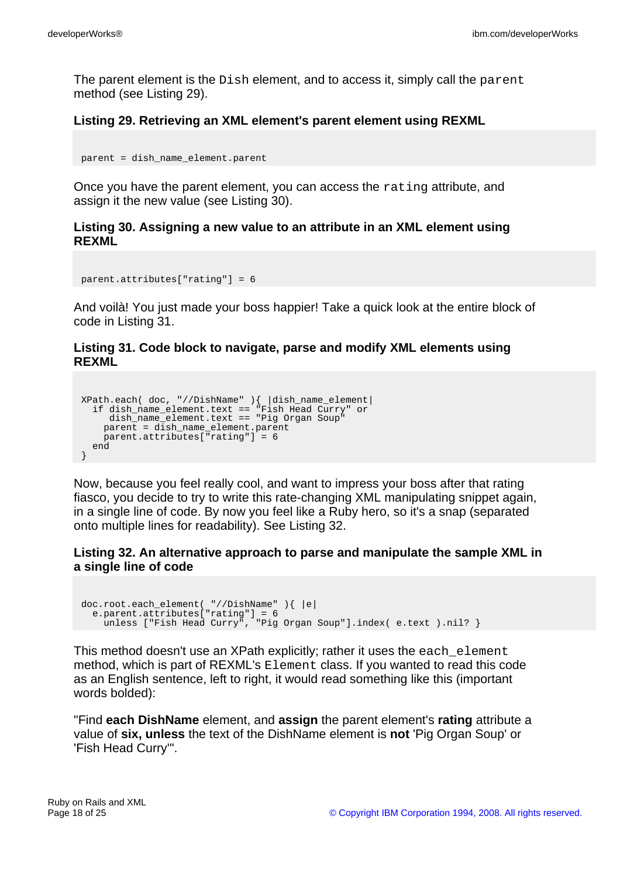The parent element is the `Dish` element, and to access it, simply call the `parent` method (see Listing 29).

**Listing 29. Retrieving an XML element's parent element using REXML**

```
parent = dish_name_element.parent
```

Once you have the parent element, you can access the `rating` attribute, and assign it the new value (see Listing 30).

**Listing 30. Assigning a new value to an attribute in an XML element using REXML**

```
parent.attributes["rating"] = 6
```

And voilà! You just made your boss happier! Take a quick look at the entire block of code in Listing 31.

**Listing 31. Code block to navigate, parse and modify XML elements using REXML**

```
XPath.each( doc, "//DishName" ){ |dish_name_element|
  if dish_name_element.text == "Fish Head Curry" or
     dish_name_element.text == "Pig Organ Soup"
    parent = dish_name_element.parent
    parent.attributes["rating"] = 6
  end
}
```

Now, because you feel really cool, and want to impress your boss after that rating fiasco, you decide to try to write this rate-changing XML manipulating snippet again, in a single line of code. By now you feel like a Ruby hero, so it's a snap (separated onto multiple lines for readability). See Listing 32.

**Listing 32. An alternative approach to parse and manipulate the sample XML in a single line of code**

```
doc.root.each_element( "//DishName" ){ |e|
  e.parent.attributes["rating"] = 6
    unless ["Fish Head Curry", "Pig Organ Soup"].index( e.text ).nil? }
```

This method doesn't use an XPath explicitly; rather it uses the `each_element` method, which is part of REXML's `Element` class. If you wanted to read this code as an English sentence, left to right, it would read something like this (important words bolded):

"Find **each DishName** element, and **assign** the parent element's **rating** attribute a value of **six, unless** the text of the DishName element is **not** 'Pig Organ Soup' or 'Fish Head Curry'".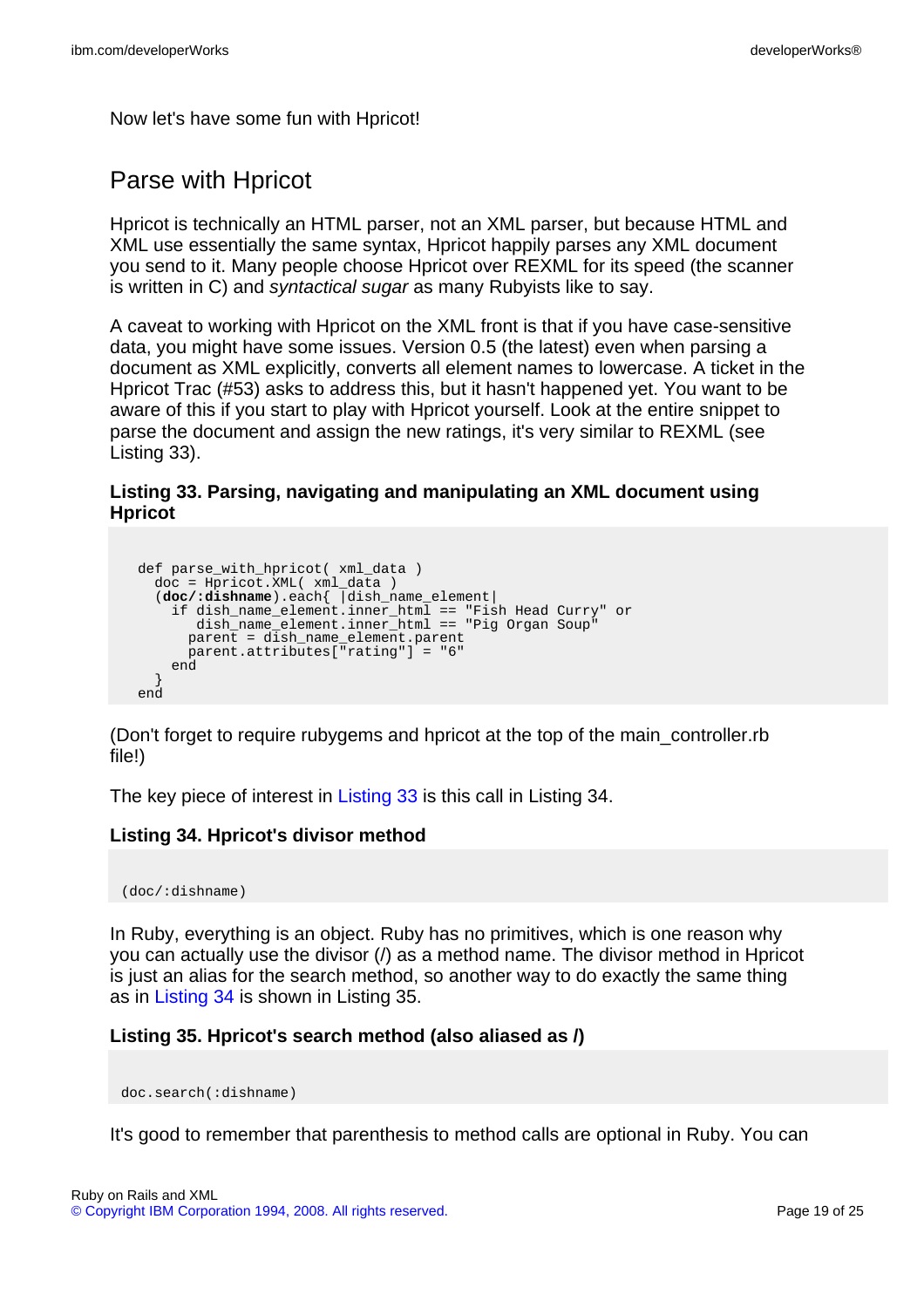Now let's have some fun with Hpricot!

## Parse with Hpricot

Hpricot is technically an HTML parser, not an XML parser, but because HTML and XML use essentially the same syntax, Hpricot happily parses any XML document you send to it. Many people choose Hpricot over REXML for its speed (the scanner is written in C) and *syntactical sugar* as many Rubyists like to say.

A caveat to working with Hpricot on the XML front is that if you have case-sensitive data, you might have some issues. Version 0.5 (the latest) even when parsing a document as XML explicitly, converts all element names to lowercase. A ticket in the Hpricot Trac (#53) asks to address this, but it hasn't happened yet. You want to be aware of this if you start to play with Hpricot yourself. Look at the entire snippet to parse the document and assign the new ratings, it's very similar to REXML (see Listing 33).

**Listing 33. Parsing, navigating and manipulating an XML document using Hpricot**

```
def parse_with_hpricot( xml_data )
  doc = Hpricot.XML( xml_data )
  (doc/:dishname).each{ |dish_name_element|
    if dish_name_element.inner_html == "Fish Head Curry" or
       dish_name_element.inner_html == "Pig Organ Soup"
      parent = dish_name_element.parent
      parent.attributes["rating"] = "6"
    end
  }
end
```

(Don't forget to require rubygems and hpricot at the top of the main_controller.rb file!)

The key piece of interest in Listing 33 is this call in Listing 34.

**Listing 34. Hpricot's divisor method**

```
(doc/:dishname)
```

In Ruby, everything is an object. Ruby has no primitives, which is one reason why you can actually use the divisor (/) as a method name. The divisor method in Hpricot is just an alias for the search method, so another way to do exactly the same thing as in Listing 34 is shown in Listing 35.

**Listing 35. Hpricot's search method (also aliased as /)**

```
doc.search(:dishname)
```

It's good to remember that parenthesis to method calls are optional in Ruby. You can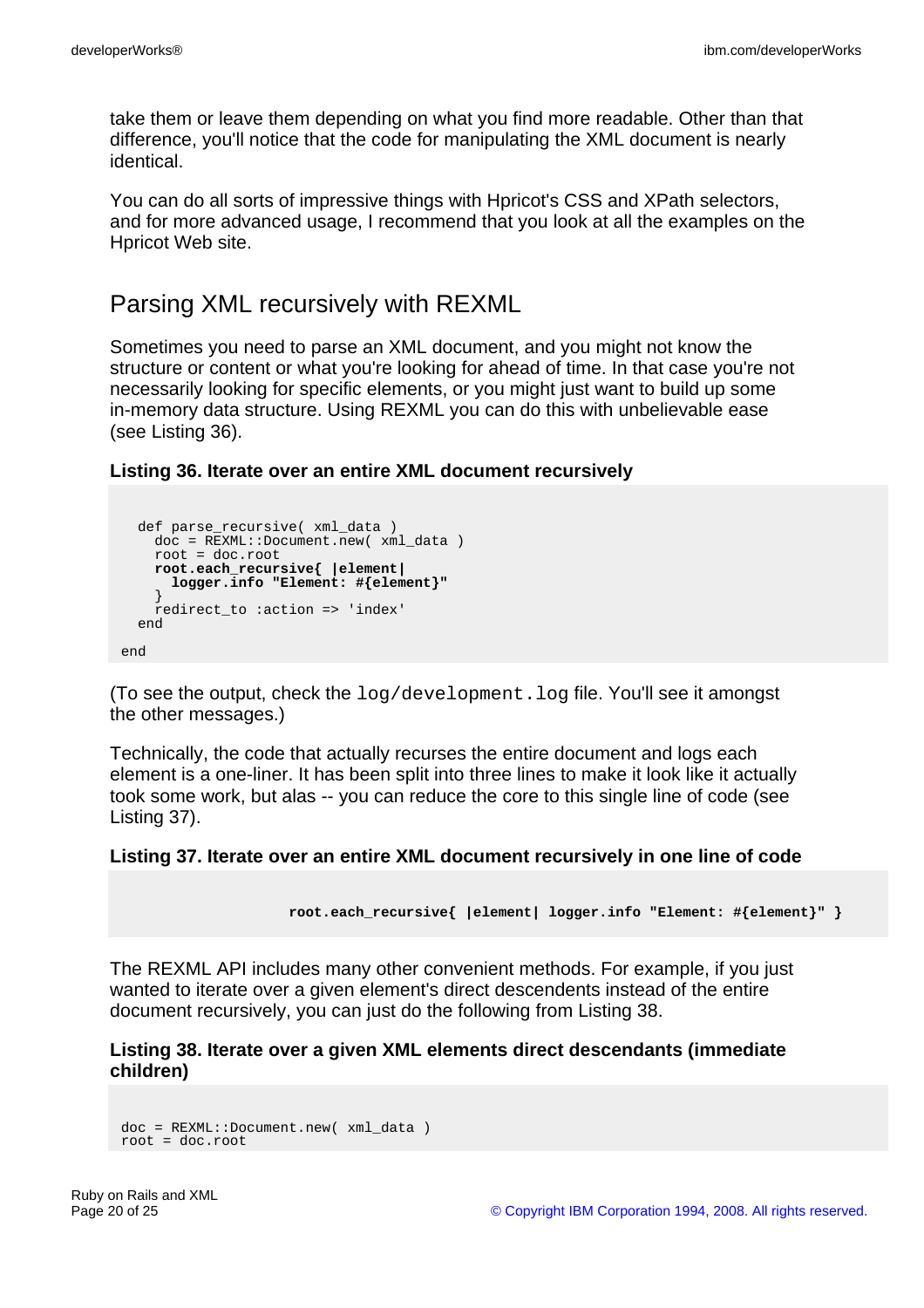take them or leave them depending on what you find more readable. Other than that difference, you'll notice that the code for manipulating the XML document is nearly identical.

You can do all sorts of impressive things with Hpricot's CSS and XPath selectors, and for more advanced usage, I recommend that you look at all the examples on the Hpricot Web site.

## Parsing XML recursively with REXML

Sometimes you need to parse an XML document, and you might not know the structure or content or what you're looking for ahead of time. In that case you're not necessarily looking for specific elements, or you might just want to build up some in-memory data structure. Using REXML you can do this with unbelievable ease (see Listing 36).

**Listing 36. Iterate over an entire XML document recursively**

```
  def parse_recursive( xml_data )
    doc = REXML::Document.new( xml_data )
    root = doc.root
    root.each_recursive{ |element|
      logger.info "Element: #{element}"
    }
    redirect_to :action => 'index'
  end

end
```

(To see the output, check the `log/development.log` file. You'll see it amongst the other messages.)

Technically, the code that actually recurses the entire document and logs each element is a one-liner. It has been split into three lines to make it look like it actually took some work, but alas -- you can reduce the core to this single line of code (see Listing 37).

**Listing 37. Iterate over an entire XML document recursively in one line of code**

```
root.each_recursive{ |element| logger.info "Element: #{element}" }
```

The REXML API includes many other convenient methods. For example, if you just wanted to iterate over a given element's direct descendents instead of the entire document recursively, you can just do the following from Listing 38.

**Listing 38. Iterate over a given XML elements direct descendants (immediate children)**

```
doc = REXML::Document.new( xml_data )
root = doc.root
```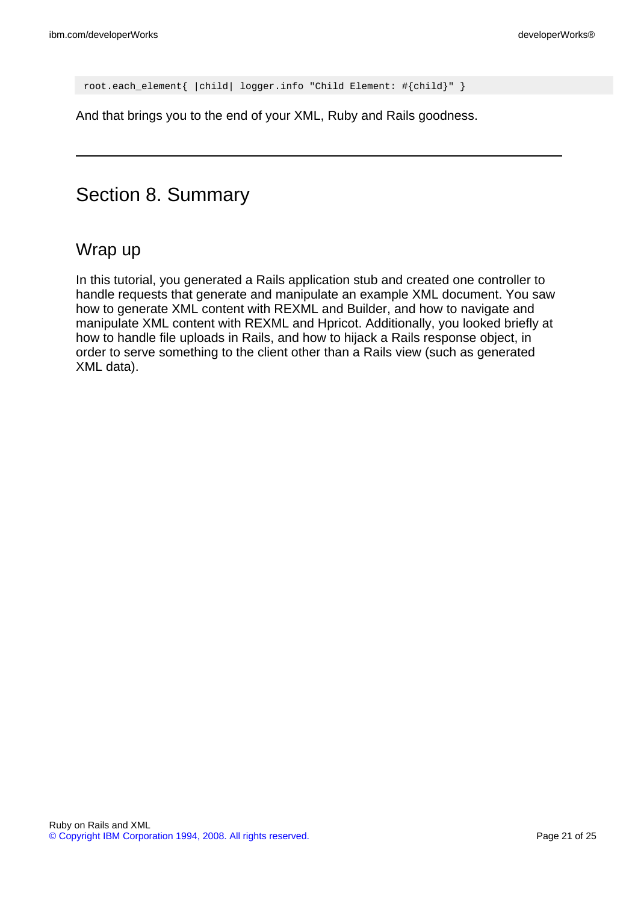```
root.each_element{ |child| logger.info "Child Element: #{child}" }
```

And that brings you to the end of your XML, Ruby and Rails goodness.

---

# Section 8. Summary

## Wrap up

In this tutorial, you generated a Rails application stub and created one controller to handle requests that generate and manipulate an example XML document. You saw how to generate XML content with REXML and Builder, and how to navigate and manipulate XML content with REXML and Hpricot. Additionally, you looked briefly at how to handle file uploads in Rails, and how to hijack a Rails response object, in order to serve something to the client other than a Rails view (such as generated XML data).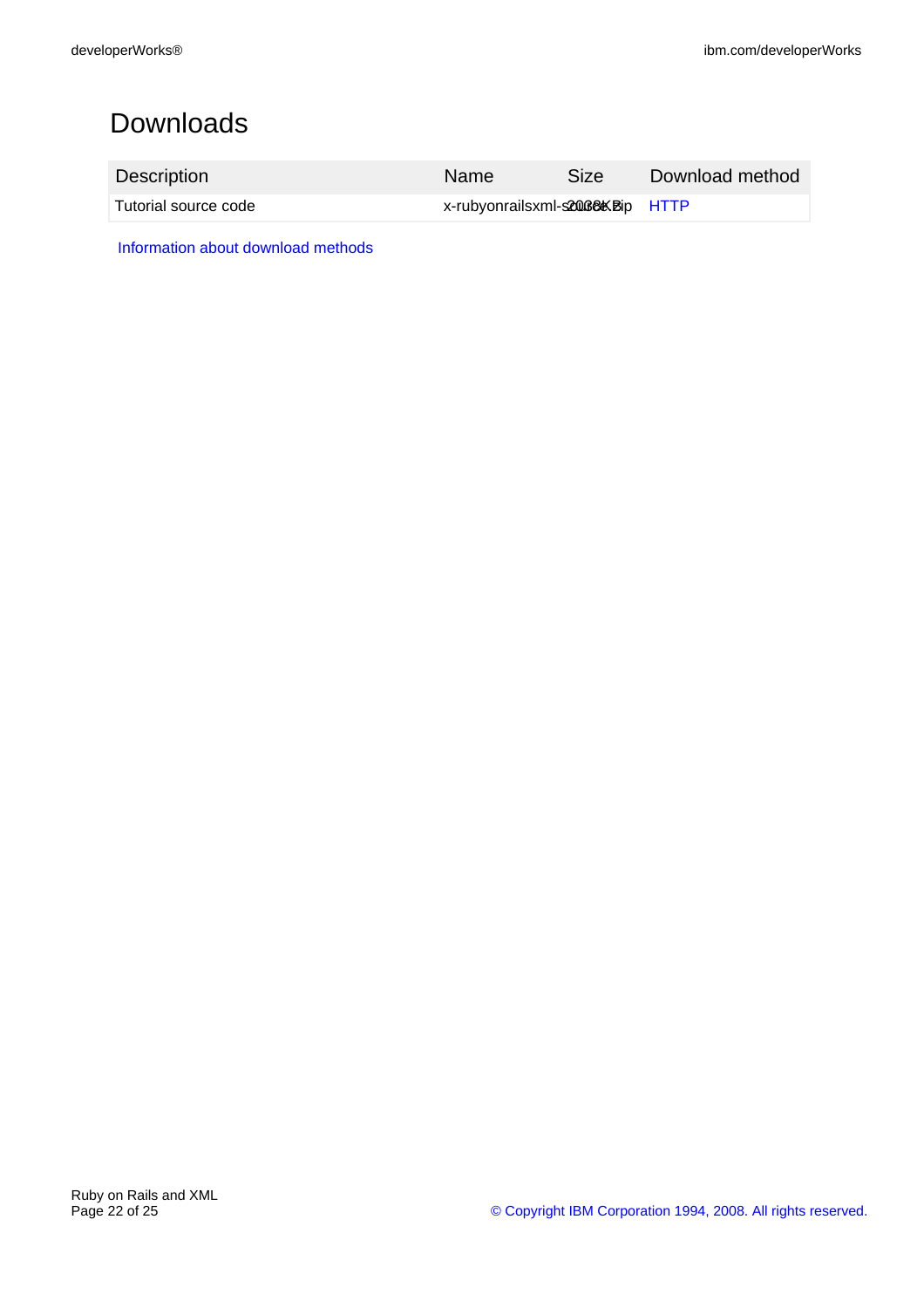# Downloads

| Description | Name | Size | Download method |
| --- | --- | --- | --- |
| Tutorial source code | x-rubyonrailsxml-source.zip | 2038KB | HTTP |

Information about download methods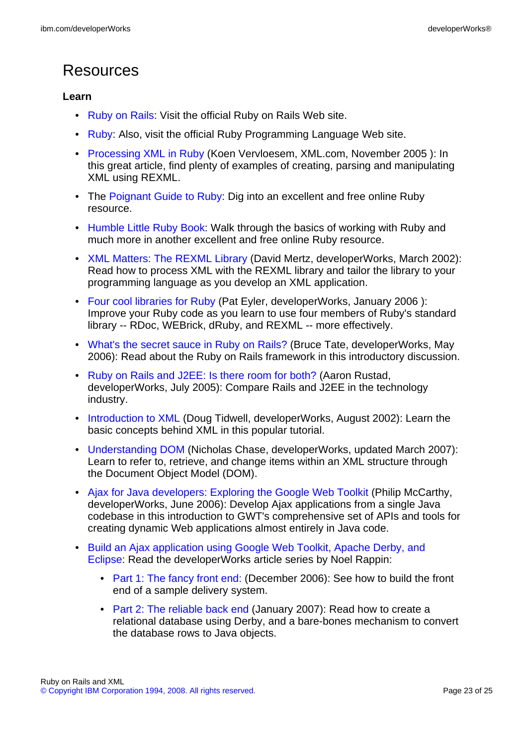# Resources

### Learn

- Ruby on Rails: Visit the official Ruby on Rails Web site.
- Ruby: Also, visit the official Ruby Programming Language Web site.
- Processing XML in Ruby (Koen Vervloesem, XML.com, November 2005 ): In this great article, find plenty of examples of creating, parsing and manipulating XML using REXML.
- The Poignant Guide to Ruby: Dig into an excellent and free online Ruby resource.
- Humble Little Ruby Book: Walk through the basics of working with Ruby and much more in another excellent and free online Ruby resource.
- XML Matters: The REXML Library (David Mertz, developerWorks, March 2002): Read how to process XML with the REXML library and tailor the library to your programming language as you develop an XML application.
- Four cool libraries for Ruby (Pat Eyler, developerWorks, January 2006 ): Improve your Ruby code as you learn to use four members of Ruby's standard library -- RDoc, WEBrick, dRuby, and REXML -- more effectively.
- What's the secret sauce in Ruby on Rails? (Bruce Tate, developerWorks, May 2006): Read about the Ruby on Rails framework in this introductory discussion.
- Ruby on Rails and J2EE: Is there room for both? (Aaron Rustad, developerWorks, July 2005): Compare Rails and J2EE in the technology industry.
- Introduction to XML (Doug Tidwell, developerWorks, August 2002): Learn the basic concepts behind XML in this popular tutorial.
- Understanding DOM (Nicholas Chase, developerWorks, updated March 2007): Learn to refer to, retrieve, and change items within an XML structure through the Document Object Model (DOM).
- Ajax for Java developers: Exploring the Google Web Toolkit (Philip McCarthy, developerWorks, June 2006): Develop Ajax applications from a single Java codebase in this introduction to GWT's comprehensive set of APIs and tools for creating dynamic Web applications almost entirely in Java code.
- Build an Ajax application using Google Web Toolkit, Apache Derby, and Eclipse: Read the developerWorks article series by Noel Rappin:
  - Part 1: The fancy front end: (December 2006): See how to build the front end of a sample delivery system.
  - Part 2: The reliable back end (January 2007): Read how to create a relational database using Derby, and a bare-bones mechanism to convert the database rows to Java objects.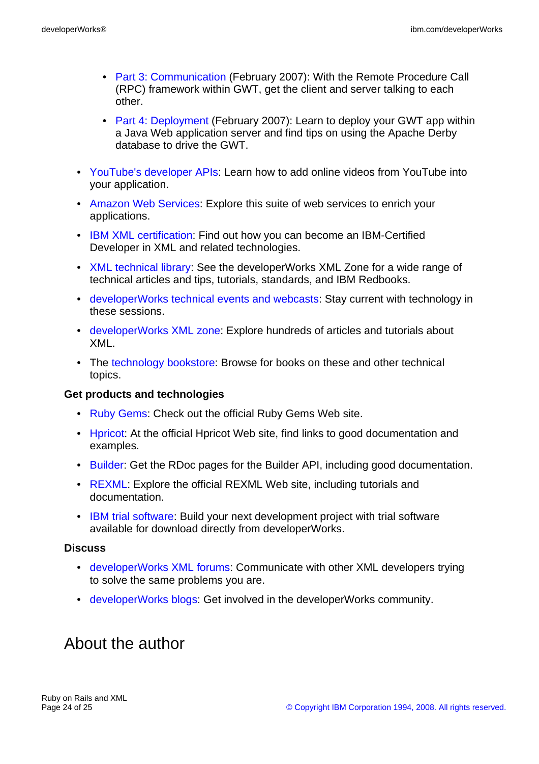- Part 3: Communication (February 2007): With the Remote Procedure Call (RPC) framework within GWT, get the client and server talking to each other.
    - Part 4: Deployment (February 2007): Learn to deploy your GWT app within a Java Web application server and find tips on using the Apache Derby database to drive the GWT.

- YouTube's developer APIs: Learn how to add online videos from YouTube into your application.
- Amazon Web Services: Explore this suite of web services to enrich your applications.
- IBM XML certification: Find out how you can become an IBM-Certified Developer in XML and related technologies.
- XML technical library: See the developerWorks XML Zone for a wide range of technical articles and tips, tutorials, standards, and IBM Redbooks.
- developerWorks technical events and webcasts: Stay current with technology in these sessions.
- developerWorks XML zone: Explore hundreds of articles and tutorials about XML.
- The technology bookstore: Browse for books on these and other technical topics.

**Get products and technologies**

- Ruby Gems: Check out the official Ruby Gems Web site.
- Hpricot: At the official Hpricot Web site, find links to good documentation and examples.
- Builder: Get the RDoc pages for the Builder API, including good documentation.
- REXML: Explore the official REXML Web site, including tutorials and documentation.
- IBM trial software: Build your next development project with trial software available for download directly from developerWorks.

**Discuss**

- developerWorks XML forums: Communicate with other XML developers trying to solve the same problems you are.
- developerWorks blogs: Get involved in the developerWorks community.

## About the author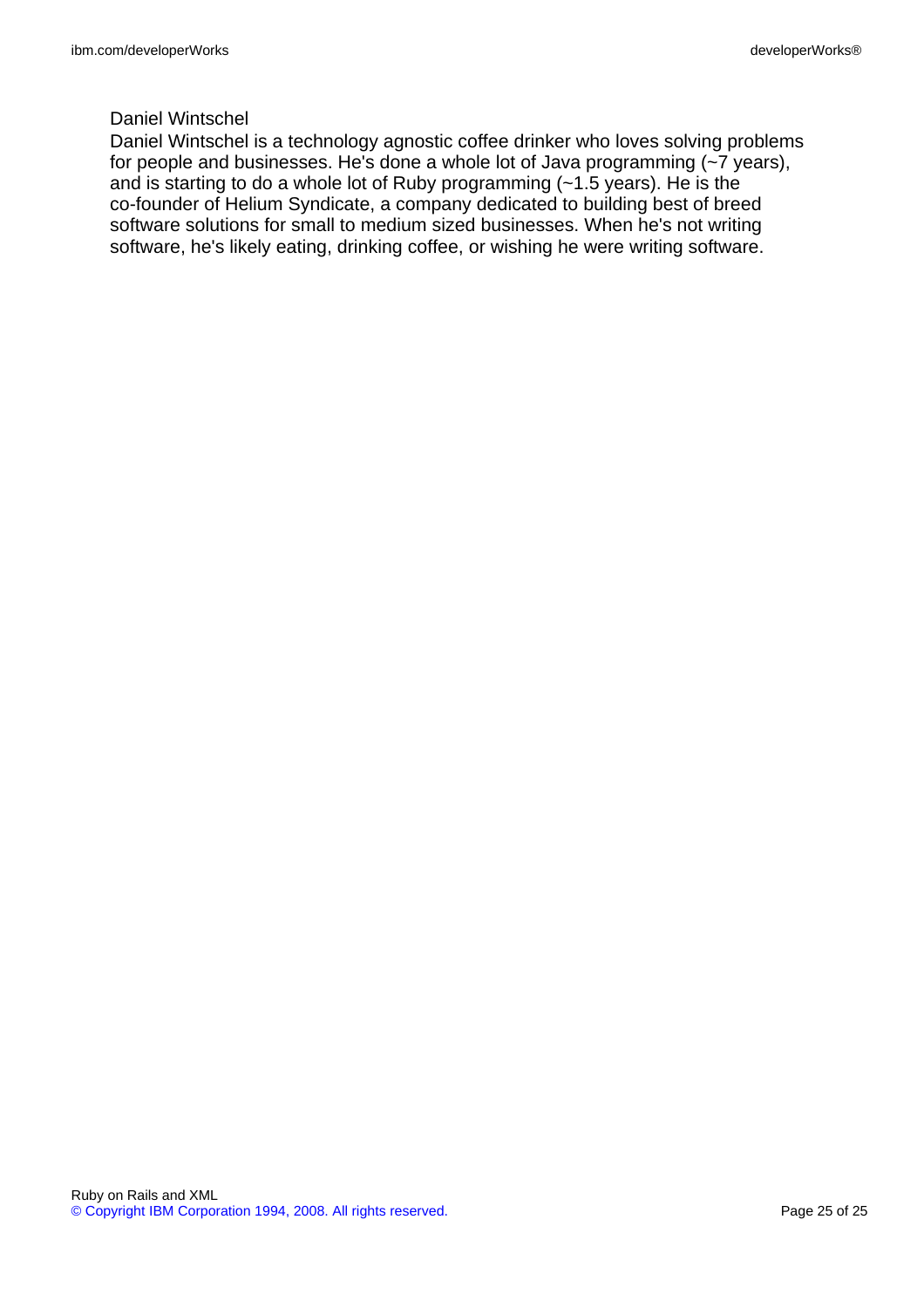Daniel Wintschel

Daniel Wintschel is a technology agnostic coffee drinker who loves solving problems for people and businesses. He's done a whole lot of Java programming (~7 years), and is starting to do a whole lot of Ruby programming (~1.5 years). He is the co-founder of Helium Syndicate, a company dedicated to building best of breed software solutions for small to medium sized businesses. When he's not writing software, he's likely eating, drinking coffee, or wishing he were writing software.